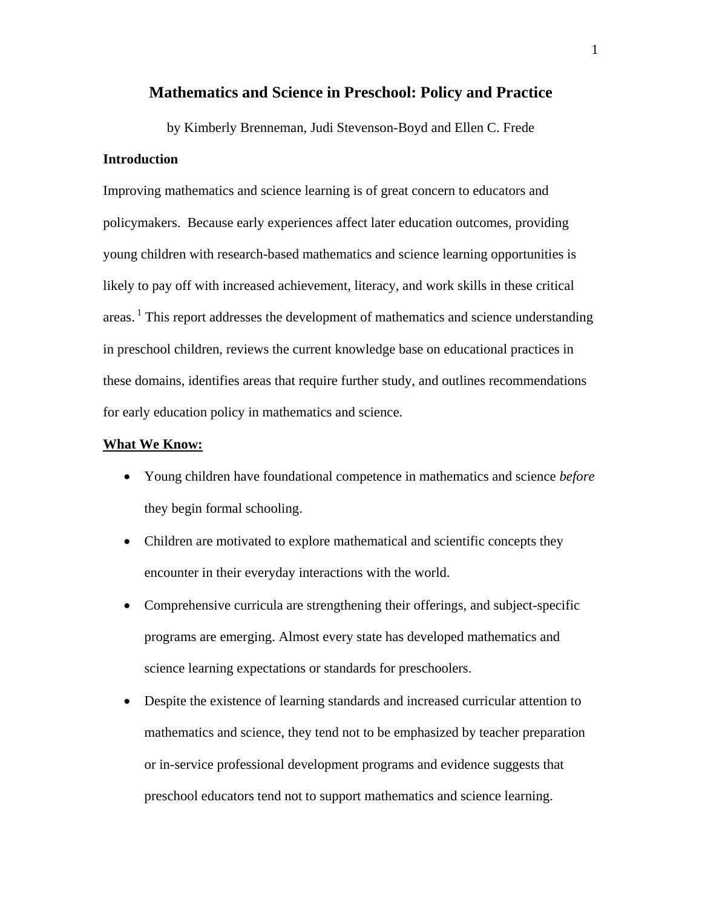# Mathematics and Science in Preschool: Policy and Practice

by Kimberly Brenneman, Judi Stevenson-Boyd and Ellen C. Frede

## Introduction

Improving mathematics and science learning is of great concern to educators and policymakers. Because early experiences affect later education outcomes, providing young children with research-based mathematics and science learning opportunities is likely to pay off with increased achievement, literacy, and work skills in these critical areas. [1] This report addresses the development of mathematics and science understanding in preschool children, reviews the current knowledge base on educational practices in these domains, identifies areas that require further study, and outlines recommendations for early education policy in mathematics and science.

## What We Know:

- Young children have foundational competence in mathematics and science *before* they begin formal schooling.
- Children are motivated to explore mathematical and scientific concepts they encounter in their everyday interactions with the world.
- Comprehensive curricula are strengthening their offerings, and subject-specific programs are emerging. Almost every state has developed mathematics and science learning expectations or standards for preschoolers.
- Despite the existence of learning standards and increased curricular attention to mathematics and science, they tend not to be emphasized by teacher preparation or in-service professional development programs and evidence suggests that preschool educators tend not to support mathematics and science learning.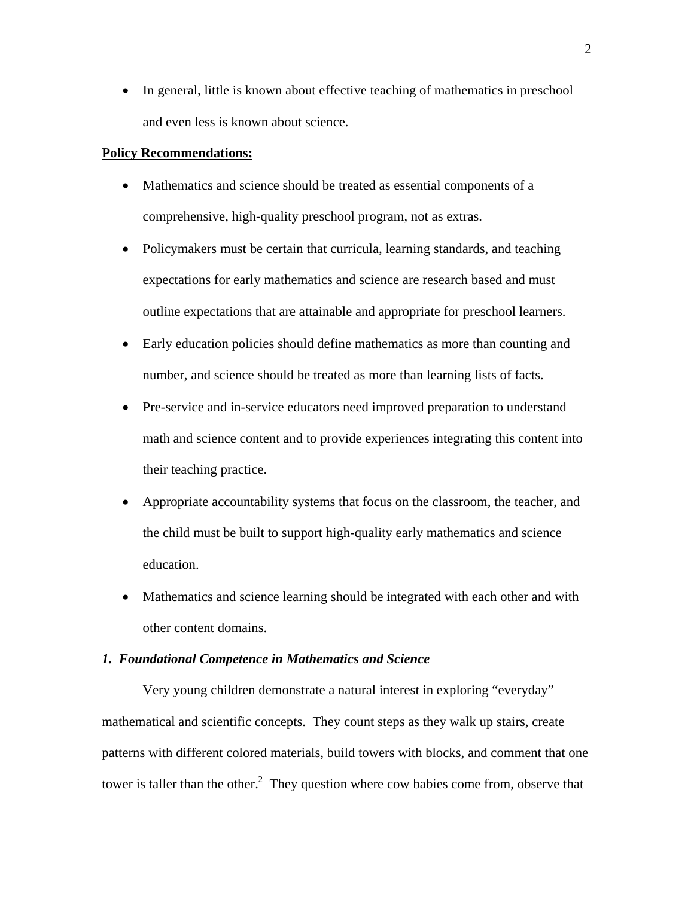- In general, little is known about effective teaching of mathematics in preschool and even less is known about science.

**Policy Recommendations:**

- Mathematics and science should be treated as essential components of a comprehensive, high-quality preschool program, not as extras.
- Policymakers must be certain that curricula, learning standards, and teaching expectations for early mathematics and science are research based and must outline expectations that are attainable and appropriate for preschool learners.
- Early education policies should define mathematics as more than counting and number, and science should be treated as more than learning lists of facts.
- Pre-service and in-service educators need improved preparation to understand math and science content and to provide experiences integrating this content into their teaching practice.
- Appropriate accountability systems that focus on the classroom, the teacher, and the child must be built to support high-quality early mathematics and science education.
- Mathematics and science learning should be integrated with each other and with other content domains.

### *1. Foundational Competence in Mathematics and Science*

Very young children demonstrate a natural interest in exploring "everyday" mathematical and scientific concepts. They count steps as they walk up stairs, create patterns with different colored materials, build towers with blocks, and comment that one tower is taller than the other.[2] They question where cow babies come from, observe that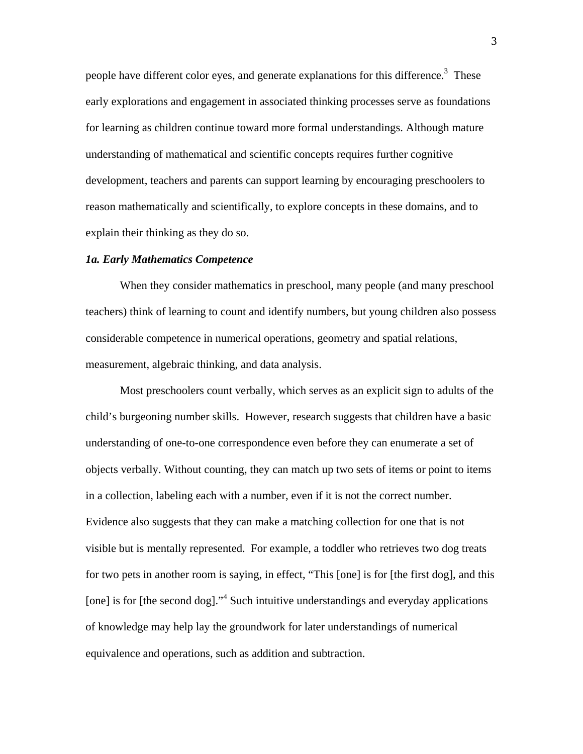people have different color eyes, and generate explanations for this difference.[3] These early explorations and engagement in associated thinking processes serve as foundations for learning as children continue toward more formal understandings. Although mature understanding of mathematical and scientific concepts requires further cognitive development, teachers and parents can support learning by encouraging preschoolers to reason mathematically and scientifically, to explore concepts in these domains, and to explain their thinking as they do so.

### *1a. Early Mathematics Competence*

When they consider mathematics in preschool, many people (and many preschool teachers) think of learning to count and identify numbers, but young children also possess considerable competence in numerical operations, geometry and spatial relations, measurement, algebraic thinking, and data analysis.

Most preschoolers count verbally, which serves as an explicit sign to adults of the child's burgeoning number skills. However, research suggests that children have a basic understanding of one-to-one correspondence even before they can enumerate a set of objects verbally. Without counting, they can match up two sets of items or point to items in a collection, labeling each with a number, even if it is not the correct number. Evidence also suggests that they can make a matching collection for one that is not visible but is mentally represented. For example, a toddler who retrieves two dog treats for two pets in another room is saying, in effect, "This [one] is for [the first dog], and this [one] is for [the second dog]."[4] Such intuitive understandings and everyday applications of knowledge may help lay the groundwork for later understandings of numerical equivalence and operations, such as addition and subtraction.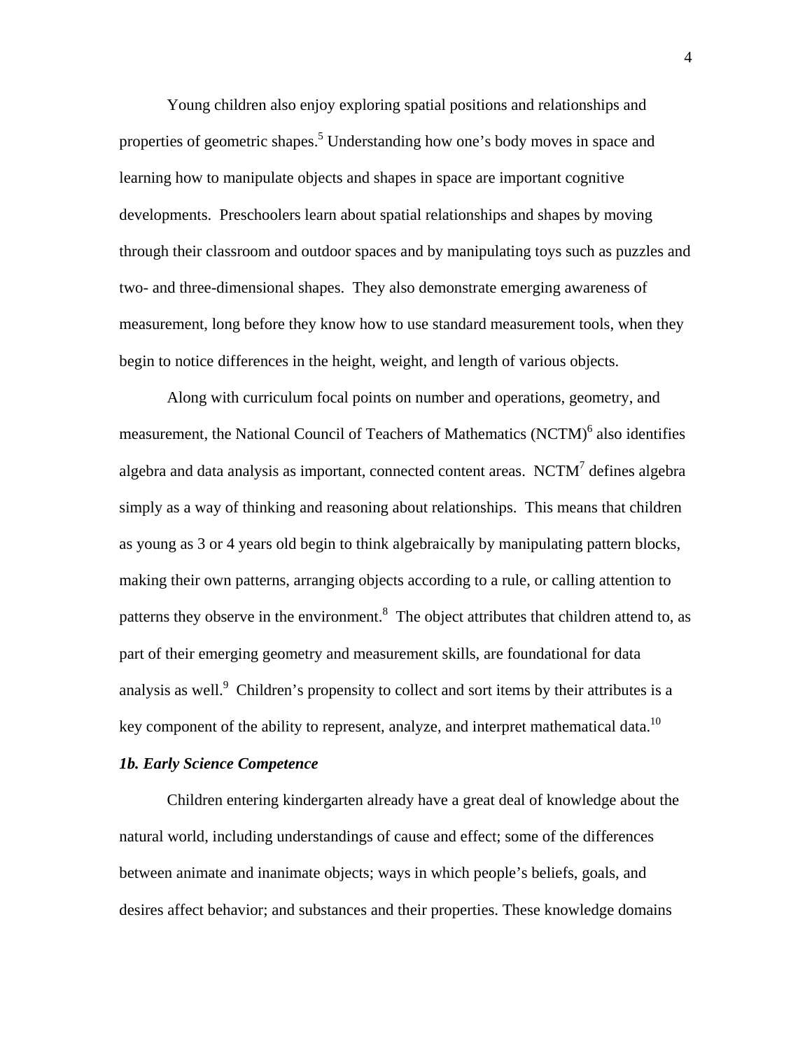Young children also enjoy exploring spatial positions and relationships and properties of geometric shapes.[5] Understanding how one's body moves in space and learning how to manipulate objects and shapes in space are important cognitive developments. Preschoolers learn about spatial relationships and shapes by moving through their classroom and outdoor spaces and by manipulating toys such as puzzles and two- and three-dimensional shapes. They also demonstrate emerging awareness of measurement, long before they know how to use standard measurement tools, when they begin to notice differences in the height, weight, and length of various objects.

Along with curriculum focal points on number and operations, geometry, and measurement, the National Council of Teachers of Mathematics (NCTM)[6] also identifies algebra and data analysis as important, connected content areas. NCTM[7] defines algebra simply as a way of thinking and reasoning about relationships. This means that children as young as 3 or 4 years old begin to think algebraically by manipulating pattern blocks, making their own patterns, arranging objects according to a rule, or calling attention to patterns they observe in the environment.[8] The object attributes that children attend to, as part of their emerging geometry and measurement skills, are foundational for data analysis as well.[9] Children's propensity to collect and sort items by their attributes is a key component of the ability to represent, analyze, and interpret mathematical data.[10]

### *1b. Early Science Competence*

Children entering kindergarten already have a great deal of knowledge about the natural world, including understandings of cause and effect; some of the differences between animate and inanimate objects; ways in which people's beliefs, goals, and desires affect behavior; and substances and their properties. These knowledge domains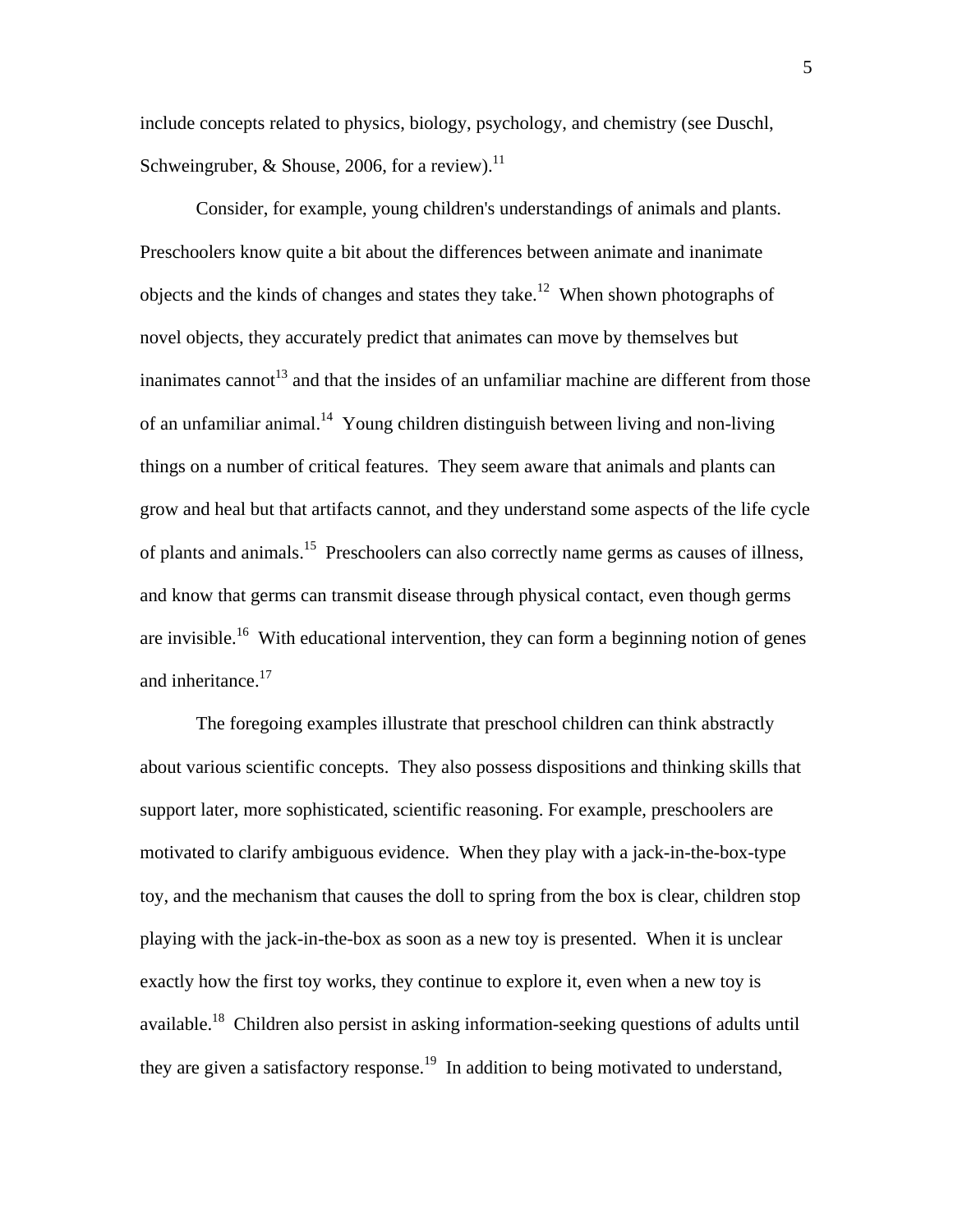include concepts related to physics, biology, psychology, and chemistry (see Duschl, Schweingruber, & Shouse, 2006, for a review).[11]

Consider, for example, young children's understandings of animals and plants. Preschoolers know quite a bit about the differences between animate and inanimate objects and the kinds of changes and states they take.[12] When shown photographs of novel objects, they accurately predict that animates can move by themselves but inanimates cannot[13] and that the insides of an unfamiliar machine are different from those of an unfamiliar animal.[14] Young children distinguish between living and non-living things on a number of critical features. They seem aware that animals and plants can grow and heal but that artifacts cannot, and they understand some aspects of the life cycle of plants and animals.[15] Preschoolers can also correctly name germs as causes of illness, and know that germs can transmit disease through physical contact, even though germs are invisible.[16] With educational intervention, they can form a beginning notion of genes and inheritance.[17]

The foregoing examples illustrate that preschool children can think abstractly about various scientific concepts. They also possess dispositions and thinking skills that support later, more sophisticated, scientific reasoning. For example, preschoolers are motivated to clarify ambiguous evidence. When they play with a jack-in-the-box-type toy, and the mechanism that causes the doll to spring from the box is clear, children stop playing with the jack-in-the-box as soon as a new toy is presented. When it is unclear exactly how the first toy works, they continue to explore it, even when a new toy is available.[18] Children also persist in asking information-seeking questions of adults until they are given a satisfactory response.[19] In addition to being motivated to understand,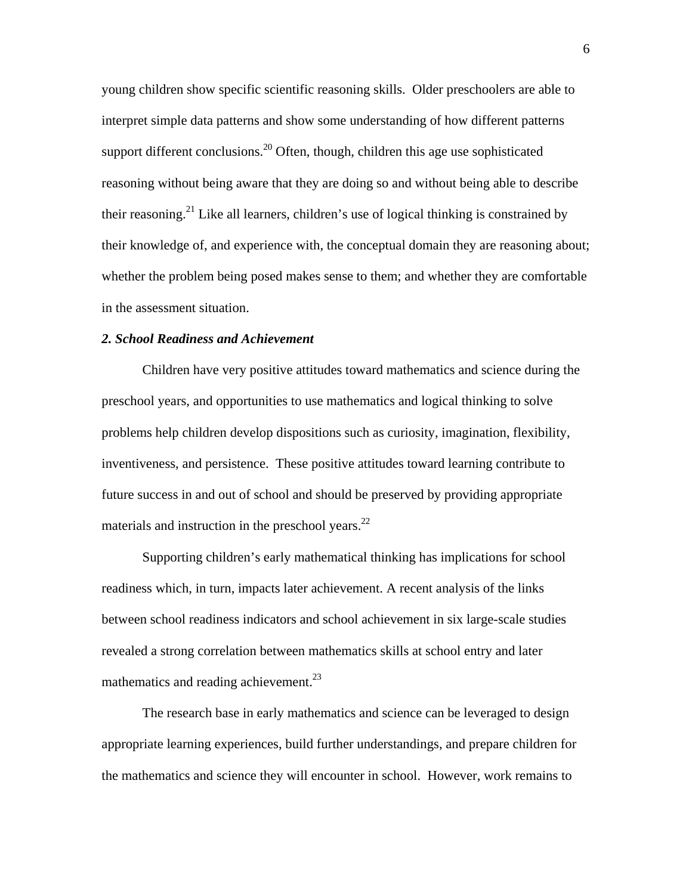young children show specific scientific reasoning skills.  Older preschoolers are able to interpret simple data patterns and show some understanding of how different patterns support different conclusions.[20] Often, though, children this age use sophisticated reasoning without being aware that they are doing so and without being able to describe their reasoning.[21] Like all learners, children's use of logical thinking is constrained by their knowledge of, and experience with, the conceptual domain they are reasoning about; whether the problem being posed makes sense to them; and whether they are comfortable in the assessment situation.

***2. School Readiness and Achievement***

Children have very positive attitudes toward mathematics and science during the preschool years, and opportunities to use mathematics and logical thinking to solve problems help children develop dispositions such as curiosity, imagination, flexibility, inventiveness, and persistence.  These positive attitudes toward learning contribute to future success in and out of school and should be preserved by providing appropriate materials and instruction in the preschool years.[22]

Supporting children's early mathematical thinking has implications for school readiness which, in turn, impacts later achievement. A recent analysis of the links between school readiness indicators and school achievement in six large-scale studies revealed a strong correlation between mathematics skills at school entry and later mathematics and reading achievement.[23]

The research base in early mathematics and science can be leveraged to design appropriate learning experiences, build further understandings, and prepare children for the mathematics and science they will encounter in school.  However, work remains to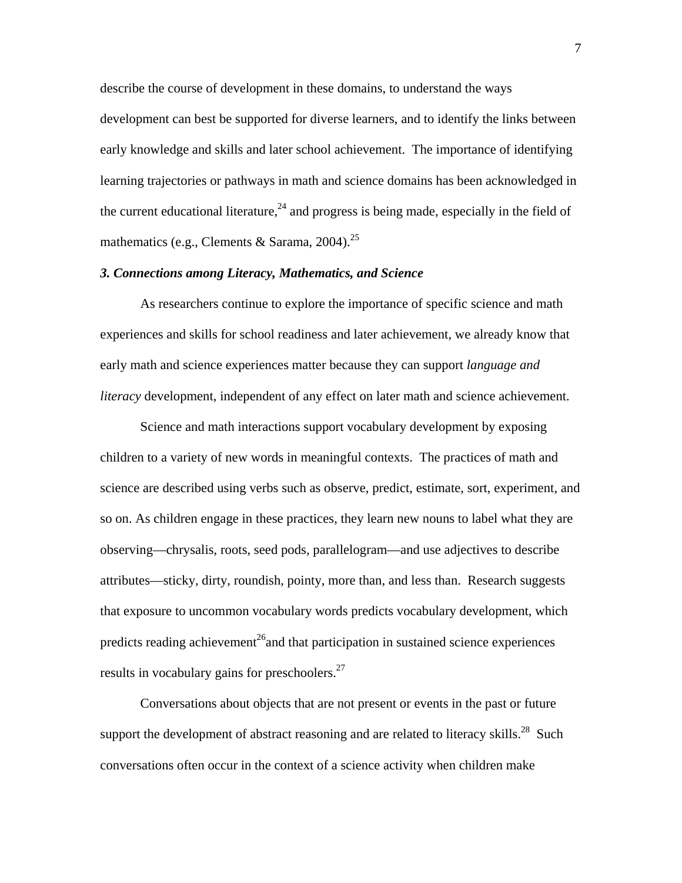describe the course of development in these domains, to understand the ways development can best be supported for diverse learners, and to identify the links between early knowledge and skills and later school achievement. The importance of identifying learning trajectories or pathways in math and science domains has been acknowledged in the current educational literature,[24] and progress is being made, especially in the field of mathematics (e.g., Clements & Sarama, 2004).[25]

### *3. Connections among Literacy, Mathematics, and Science*

As researchers continue to explore the importance of specific science and math experiences and skills for school readiness and later achievement, we already know that early math and science experiences matter because they can support *language and literacy* development, independent of any effect on later math and science achievement.

Science and math interactions support vocabulary development by exposing children to a variety of new words in meaningful contexts. The practices of math and science are described using verbs such as observe, predict, estimate, sort, experiment, and so on. As children engage in these practices, they learn new nouns to label what they are observing—chrysalis, roots, seed pods, parallelogram—and use adjectives to describe attributes—sticky, dirty, roundish, pointy, more than, and less than. Research suggests that exposure to uncommon vocabulary words predicts vocabulary development, which predicts reading achievement[26]and that participation in sustained science experiences results in vocabulary gains for preschoolers.[27]

Conversations about objects that are not present or events in the past or future support the development of abstract reasoning and are related to literacy skills.[28] Such conversations often occur in the context of a science activity when children make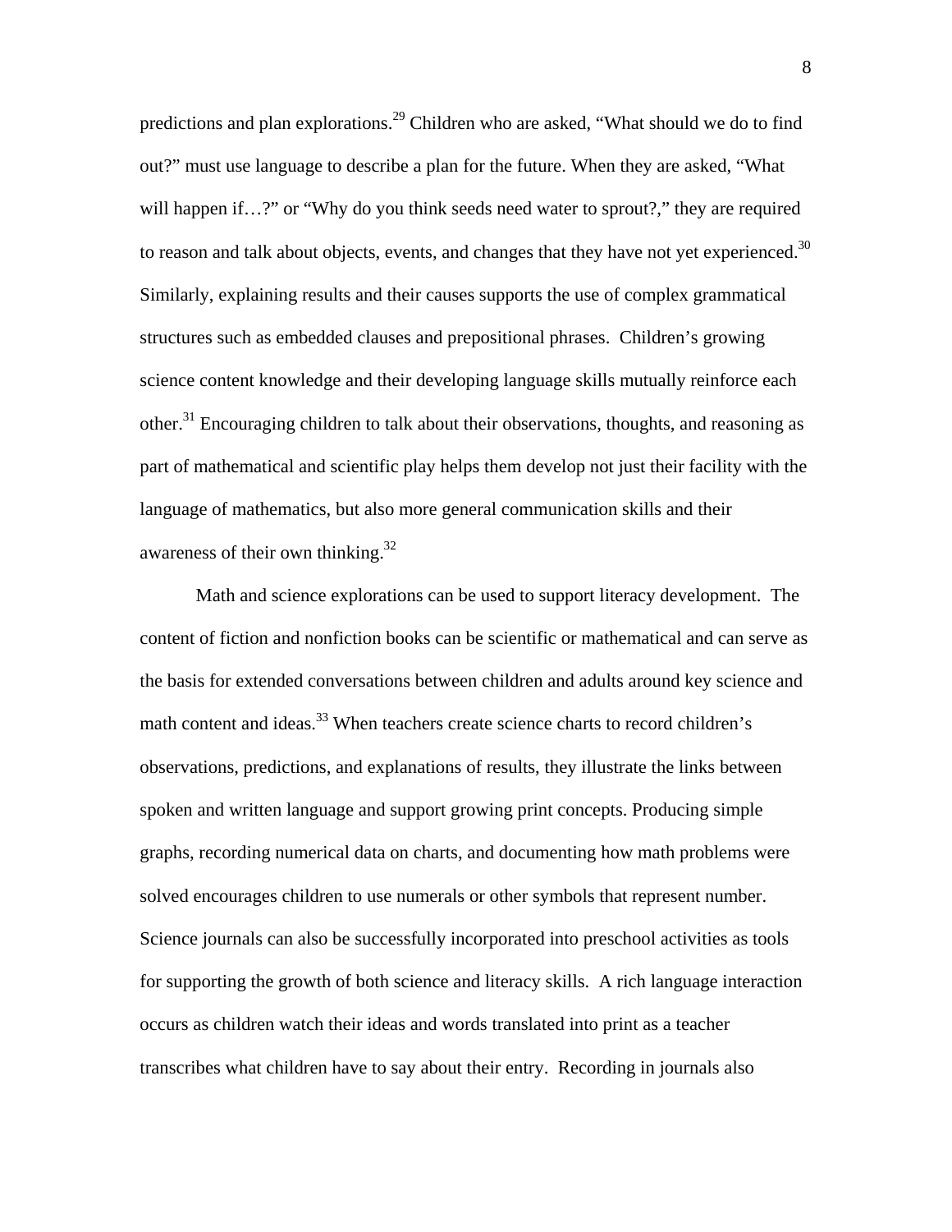predictions and plan explorations.[29] Children who are asked, "What should we do to find out?" must use language to describe a plan for the future. When they are asked, "What will happen if…?" or "Why do you think seeds need water to sprout?," they are required to reason and talk about objects, events, and changes that they have not yet experienced.[30] Similarly, explaining results and their causes supports the use of complex grammatical structures such as embedded clauses and prepositional phrases. Children's growing science content knowledge and their developing language skills mutually reinforce each other.[31] Encouraging children to talk about their observations, thoughts, and reasoning as part of mathematical and scientific play helps them develop not just their facility with the language of mathematics, but also more general communication skills and their awareness of their own thinking.[32]

Math and science explorations can be used to support literacy development. The content of fiction and nonfiction books can be scientific or mathematical and can serve as the basis for extended conversations between children and adults around key science and math content and ideas.[33] When teachers create science charts to record children's observations, predictions, and explanations of results, they illustrate the links between spoken and written language and support growing print concepts. Producing simple graphs, recording numerical data on charts, and documenting how math problems were solved encourages children to use numerals or other symbols that represent number. Science journals can also be successfully incorporated into preschool activities as tools for supporting the growth of both science and literacy skills. A rich language interaction occurs as children watch their ideas and words translated into print as a teacher transcribes what children have to say about their entry. Recording in journals also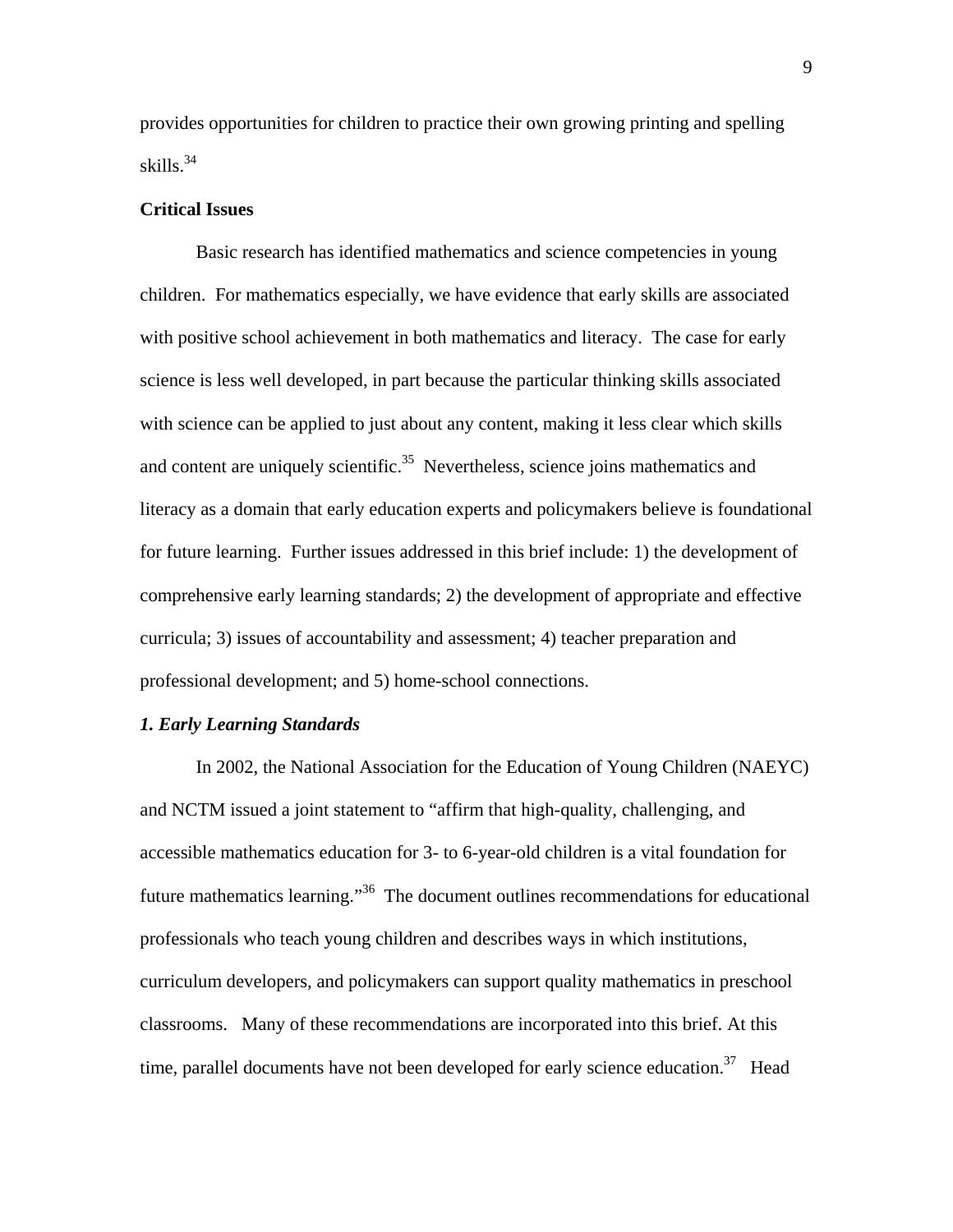provides opportunities for children to practice their own growing printing and spelling skills.[34]

**Critical Issues**

Basic research has identified mathematics and science competencies in young children. For mathematics especially, we have evidence that early skills are associated with positive school achievement in both mathematics and literacy. The case for early science is less well developed, in part because the particular thinking skills associated with science can be applied to just about any content, making it less clear which skills and content are uniquely scientific.[35] Nevertheless, science joins mathematics and literacy as a domain that early education experts and policymakers believe is foundational for future learning. Further issues addressed in this brief include: 1) the development of comprehensive early learning standards; 2) the development of appropriate and effective curricula; 3) issues of accountability and assessment; 4) teacher preparation and professional development; and 5) home-school connections.

***1. Early Learning Standards***

In 2002, the National Association for the Education of Young Children (NAEYC) and NCTM issued a joint statement to "affirm that high-quality, challenging, and accessible mathematics education for 3- to 6-year-old children is a vital foundation for future mathematics learning."[36] The document outlines recommendations for educational professionals who teach young children and describes ways in which institutions, curriculum developers, and policymakers can support quality mathematics in preschool classrooms. Many of these recommendations are incorporated into this brief. At this time, parallel documents have not been developed for early science education.[37] Head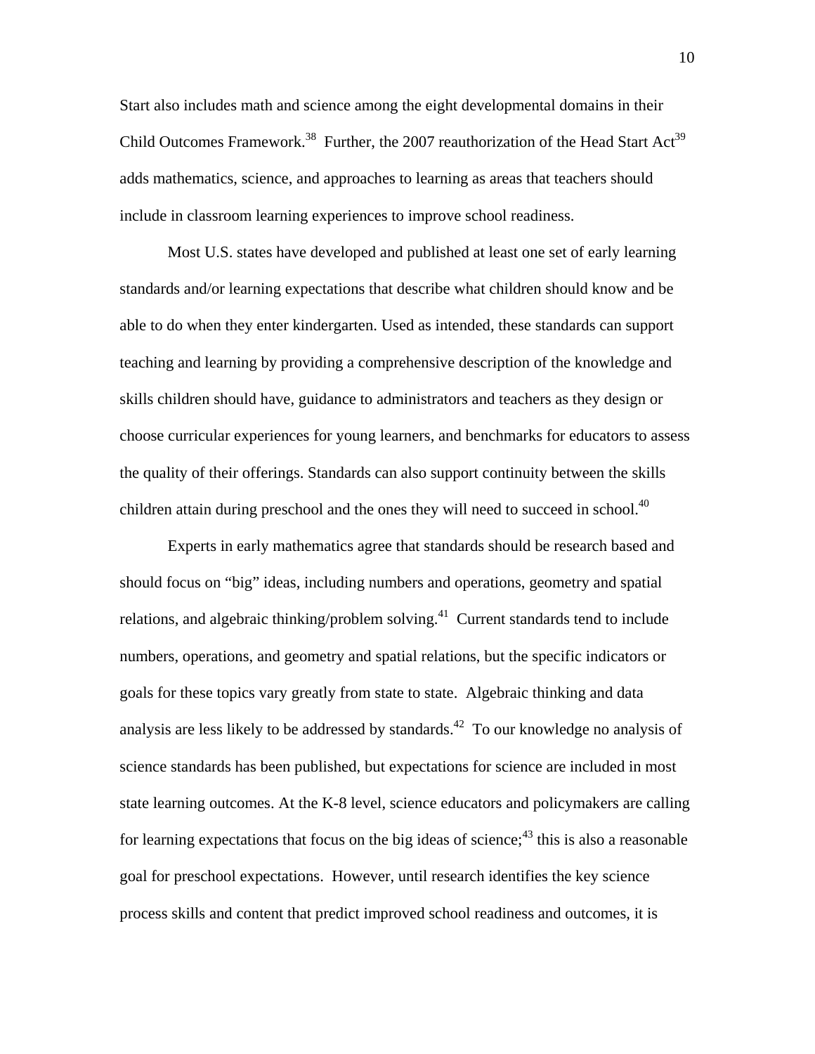Start also includes math and science among the eight developmental domains in their Child Outcomes Framework.[38] Further, the 2007 reauthorization of the Head Start Act[39] adds mathematics, science, and approaches to learning as areas that teachers should include in classroom learning experiences to improve school readiness.

Most U.S. states have developed and published at least one set of early learning standards and/or learning expectations that describe what children should know and be able to do when they enter kindergarten. Used as intended, these standards can support teaching and learning by providing a comprehensive description of the knowledge and skills children should have, guidance to administrators and teachers as they design or choose curricular experiences for young learners, and benchmarks for educators to assess the quality of their offerings. Standards can also support continuity between the skills children attain during preschool and the ones they will need to succeed in school.[40]

Experts in early mathematics agree that standards should be research based and should focus on "big" ideas, including numbers and operations, geometry and spatial relations, and algebraic thinking/problem solving.[41] Current standards tend to include numbers, operations, and geometry and spatial relations, but the specific indicators or goals for these topics vary greatly from state to state. Algebraic thinking and data analysis are less likely to be addressed by standards.[42] To our knowledge no analysis of science standards has been published, but expectations for science are included in most state learning outcomes. At the K-8 level, science educators and policymakers are calling for learning expectations that focus on the big ideas of science;[43] this is also a reasonable goal for preschool expectations. However, until research identifies the key science process skills and content that predict improved school readiness and outcomes, it is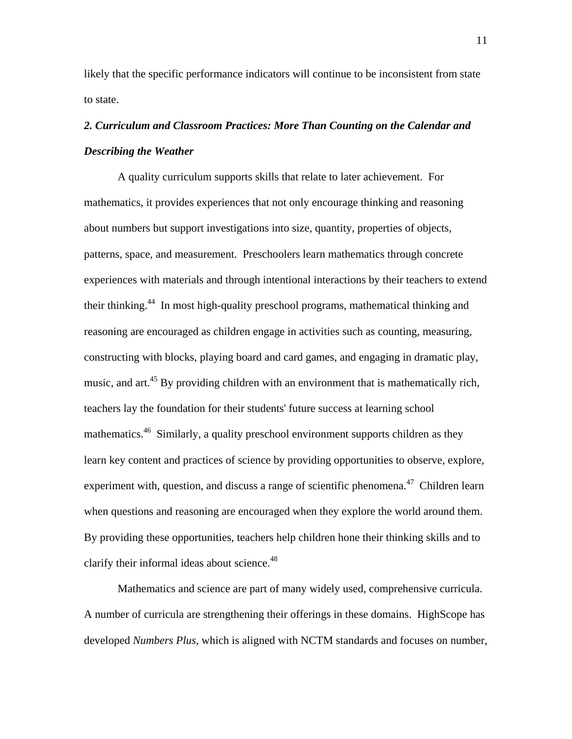likely that the specific performance indicators will continue to be inconsistent from state to state.

### *2. Curriculum and Classroom Practices: More Than Counting on the Calendar and Describing the Weather*

A quality curriculum supports skills that relate to later achievement. For mathematics, it provides experiences that not only encourage thinking and reasoning about numbers but support investigations into size, quantity, properties of objects, patterns, space, and measurement. Preschoolers learn mathematics through concrete experiences with materials and through intentional interactions by their teachers to extend their thinking.[44] In most high-quality preschool programs, mathematical thinking and reasoning are encouraged as children engage in activities such as counting, measuring, constructing with blocks, playing board and card games, and engaging in dramatic play, music, and art.[45] By providing children with an environment that is mathematically rich, teachers lay the foundation for their students' future success at learning school mathematics.[46] Similarly, a quality preschool environment supports children as they learn key content and practices of science by providing opportunities to observe, explore, experiment with, question, and discuss a range of scientific phenomena.[47] Children learn when questions and reasoning are encouraged when they explore the world around them. By providing these opportunities, teachers help children hone their thinking skills and to clarify their informal ideas about science.[48]

Mathematics and science are part of many widely used, comprehensive curricula. A number of curricula are strengthening their offerings in these domains. HighScope has developed *Numbers Plus,* which is aligned with NCTM standards and focuses on number,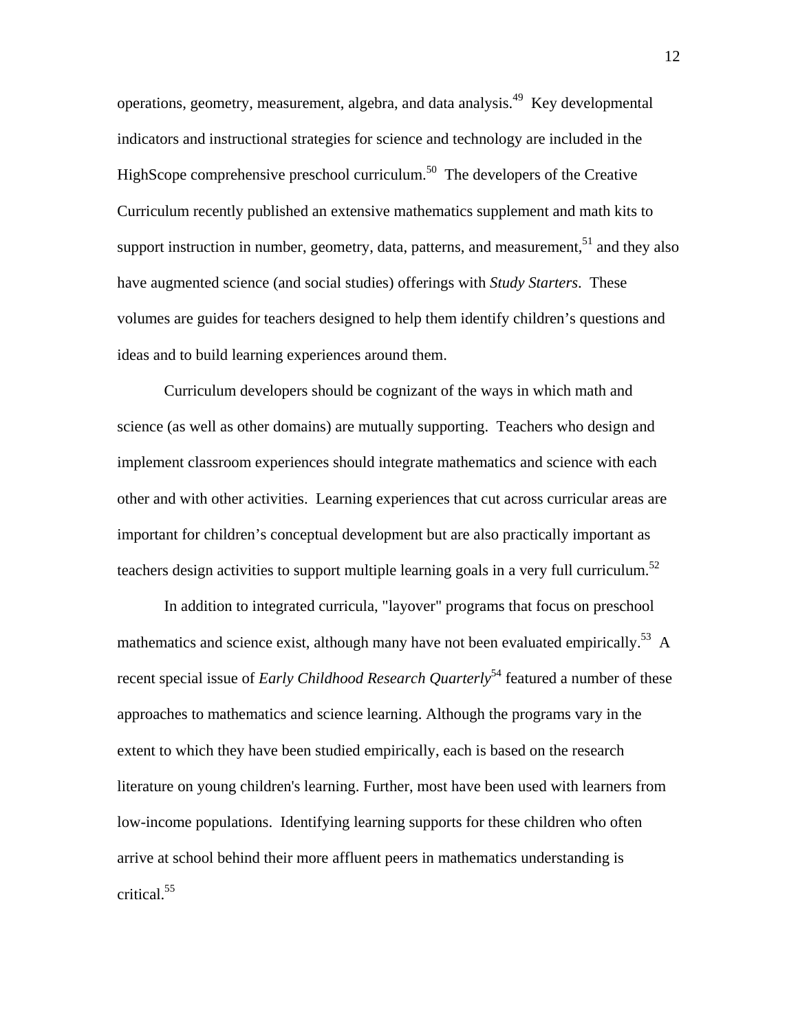operations, geometry, measurement, algebra, and data analysis.[49] Key developmental indicators and instructional strategies for science and technology are included in the HighScope comprehensive preschool curriculum.[50] The developers of the Creative Curriculum recently published an extensive mathematics supplement and math kits to support instruction in number, geometry, data, patterns, and measurement,[51] and they also have augmented science (and social studies) offerings with *Study Starters*. These volumes are guides for teachers designed to help them identify children's questions and ideas and to build learning experiences around them.

Curriculum developers should be cognizant of the ways in which math and science (as well as other domains) are mutually supporting. Teachers who design and implement classroom experiences should integrate mathematics and science with each other and with other activities. Learning experiences that cut across curricular areas are important for children's conceptual development but are also practically important as teachers design activities to support multiple learning goals in a very full curriculum.[52]

In addition to integrated curricula, "layover" programs that focus on preschool mathematics and science exist, although many have not been evaluated empirically.[53] A recent special issue of *Early Childhood Research Quarterly*[54] featured a number of these approaches to mathematics and science learning. Although the programs vary in the extent to which they have been studied empirically, each is based on the research literature on young children's learning. Further, most have been used with learners from low-income populations. Identifying learning supports for these children who often arrive at school behind their more affluent peers in mathematics understanding is critical.[55]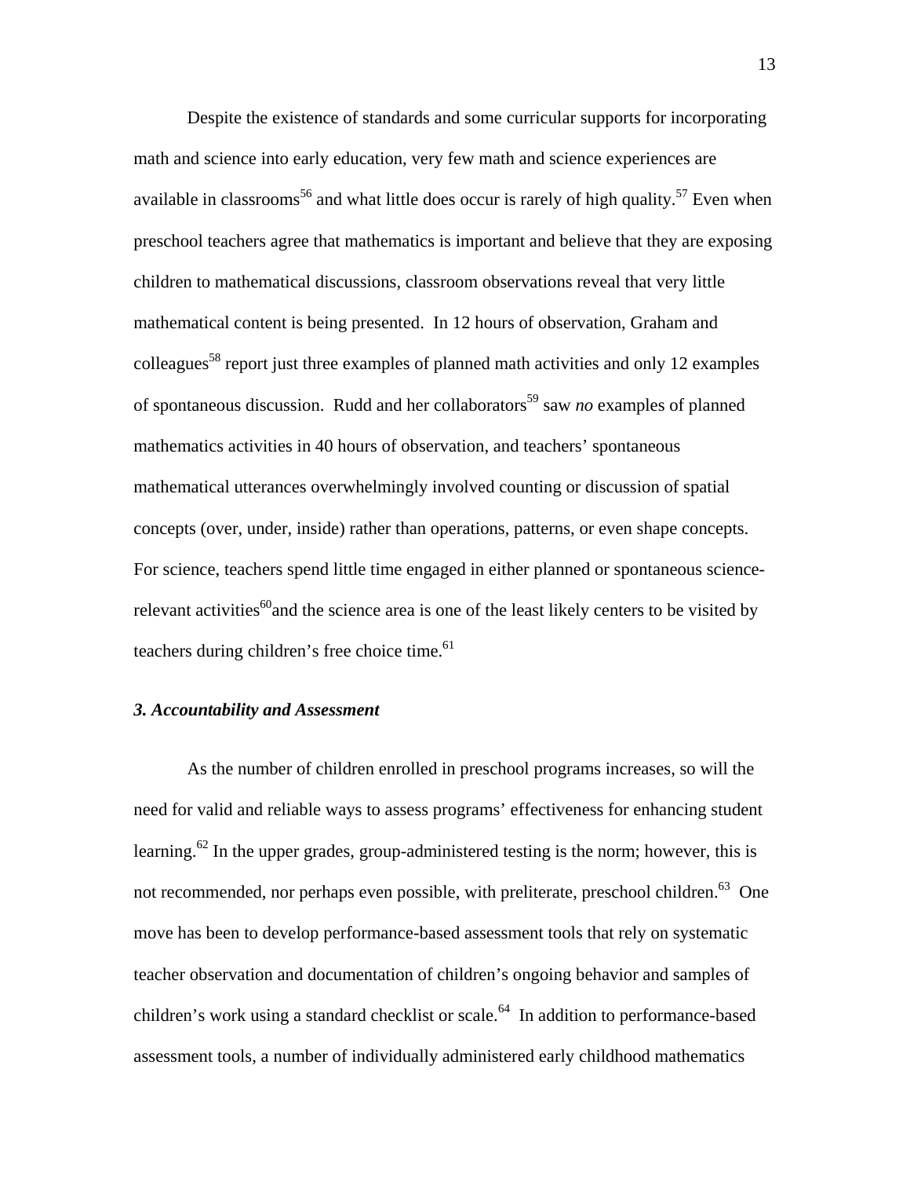Despite the existence of standards and some curricular supports for incorporating math and science into early education, very few math and science experiences are available in classrooms[56] and what little does occur is rarely of high quality.[57] Even when preschool teachers agree that mathematics is important and believe that they are exposing children to mathematical discussions, classroom observations reveal that very little mathematical content is being presented. In 12 hours of observation, Graham and colleagues[58] report just three examples of planned math activities and only 12 examples of spontaneous discussion. Rudd and her collaborators[59] saw *no* examples of planned mathematics activities in 40 hours of observation, and teachers' spontaneous mathematical utterances overwhelmingly involved counting or discussion of spatial concepts (over, under, inside) rather than operations, patterns, or even shape concepts. For science, teachers spend little time engaged in either planned or spontaneous science-relevant activities[60]and the science area is one of the least likely centers to be visited by teachers during children's free choice time.[61]

### *3. Accountability and Assessment*

As the number of children enrolled in preschool programs increases, so will the need for valid and reliable ways to assess programs' effectiveness for enhancing student learning.[62] In the upper grades, group-administered testing is the norm; however, this is not recommended, nor perhaps even possible, with preliterate, preschool children.[63] One move has been to develop performance-based assessment tools that rely on systematic teacher observation and documentation of children's ongoing behavior and samples of children's work using a standard checklist or scale.[64] In addition to performance-based assessment tools, a number of individually administered early childhood mathematics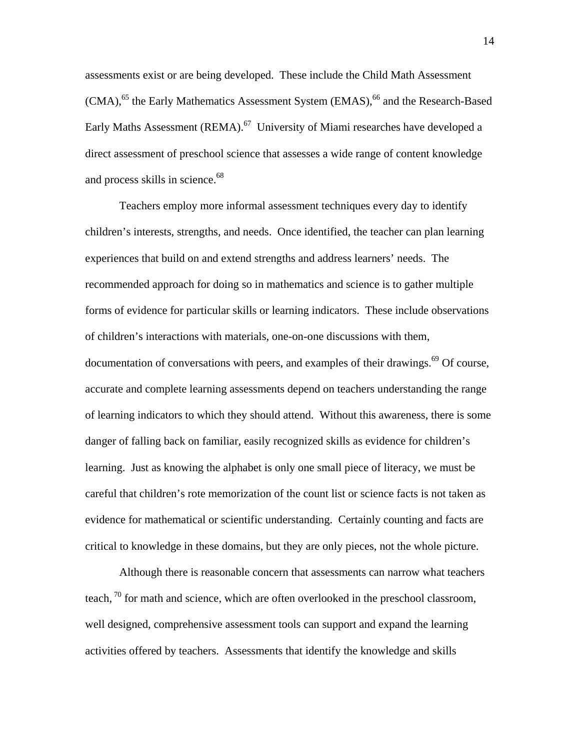assessments exist or are being developed.  These include the Child Math Assessment (CMA),[65] the Early Mathematics Assessment System (EMAS),[66] and the Research-Based Early Maths Assessment (REMA).[67]  University of Miami researches have developed a direct assessment of preschool science that assesses a wide range of content knowledge and process skills in science.[68]

Teachers employ more informal assessment techniques every day to identify children's interests, strengths, and needs.  Once identified, the teacher can plan learning experiences that build on and extend strengths and address learners' needs.  The recommended approach for doing so in mathematics and science is to gather multiple forms of evidence for particular skills or learning indicators.  These include observations of children's interactions with materials, one-on-one discussions with them, documentation of conversations with peers, and examples of their drawings.[69] Of course, accurate and complete learning assessments depend on teachers understanding the range of learning indicators to which they should attend.  Without this awareness, there is some danger of falling back on familiar, easily recognized skills as evidence for children's learning.  Just as knowing the alphabet is only one small piece of literacy, we must be careful that children's rote memorization of the count list or science facts is not taken as evidence for mathematical or scientific understanding.  Certainly counting and facts are critical to knowledge in these domains, but they are only pieces, not the whole picture.

Although there is reasonable concern that assessments can narrow what teachers teach, [70] for math and science, which are often overlooked in the preschool classroom, well designed, comprehensive assessment tools can support and expand the learning activities offered by teachers.  Assessments that identify the knowledge and skills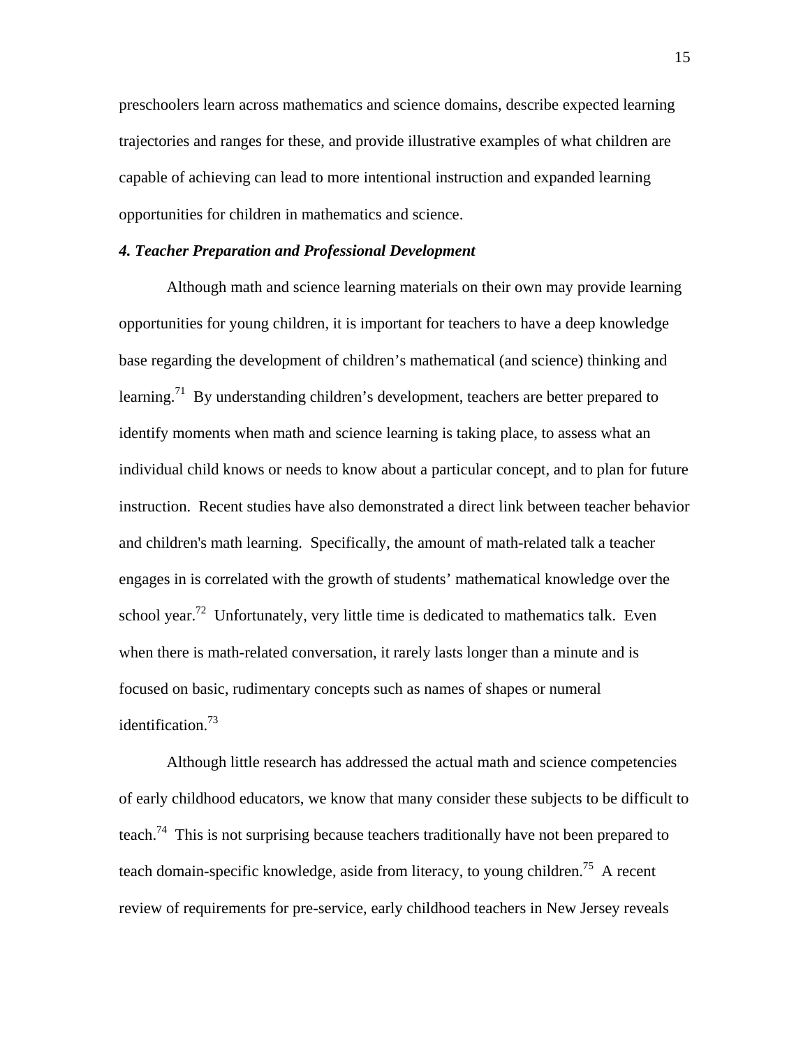preschoolers learn across mathematics and science domains, describe expected learning trajectories and ranges for these, and provide illustrative examples of what children are capable of achieving can lead to more intentional instruction and expanded learning opportunities for children in mathematics and science.

### *4. Teacher Preparation and Professional Development*

Although math and science learning materials on their own may provide learning opportunities for young children, it is important for teachers to have a deep knowledge base regarding the development of children's mathematical (and science) thinking and learning.[71] By understanding children's development, teachers are better prepared to identify moments when math and science learning is taking place, to assess what an individual child knows or needs to know about a particular concept, and to plan for future instruction. Recent studies have also demonstrated a direct link between teacher behavior and children's math learning. Specifically, the amount of math-related talk a teacher engages in is correlated with the growth of students' mathematical knowledge over the school year.[72] Unfortunately, very little time is dedicated to mathematics talk. Even when there is math-related conversation, it rarely lasts longer than a minute and is focused on basic, rudimentary concepts such as names of shapes or numeral identification.[73]

Although little research has addressed the actual math and science competencies of early childhood educators, we know that many consider these subjects to be difficult to teach.[74] This is not surprising because teachers traditionally have not been prepared to teach domain-specific knowledge, aside from literacy, to young children.[75] A recent review of requirements for pre-service, early childhood teachers in New Jersey reveals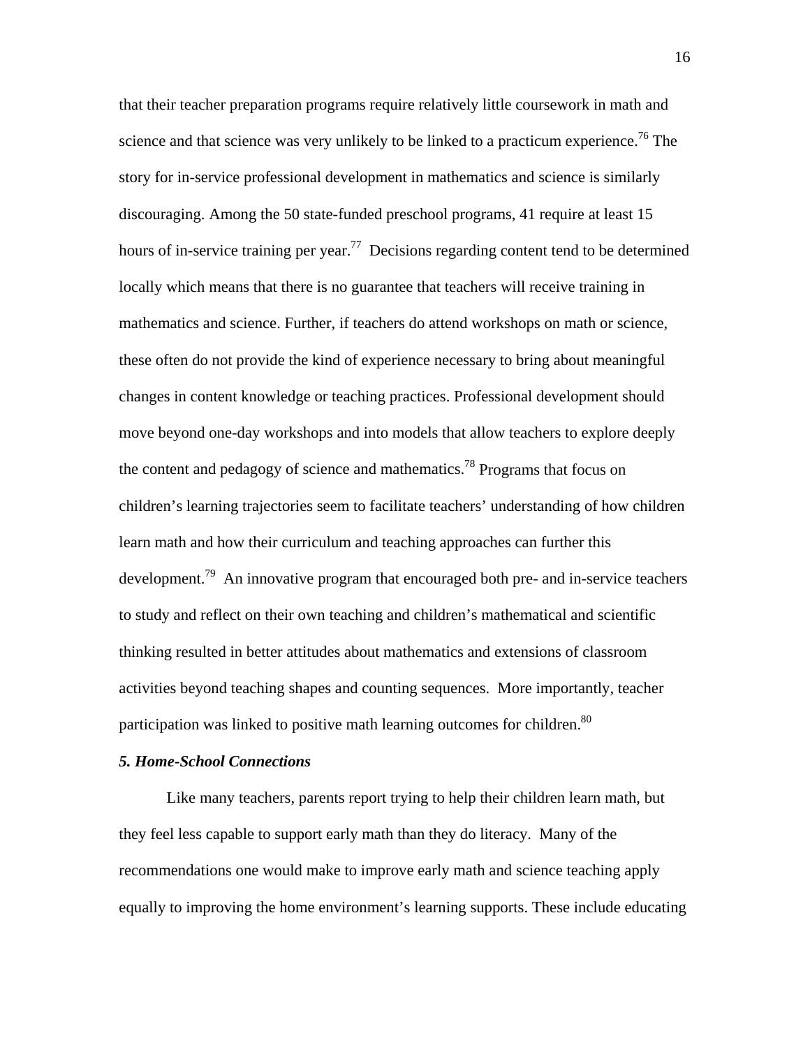that their teacher preparation programs require relatively little coursework in math and science and that science was very unlikely to be linked to a practicum experience.[76] The story for in-service professional development in mathematics and science is similarly discouraging. Among the 50 state-funded preschool programs, 41 require at least 15 hours of in-service training per year.[77] Decisions regarding content tend to be determined locally which means that there is no guarantee that teachers will receive training in mathematics and science. Further, if teachers do attend workshops on math or science, these often do not provide the kind of experience necessary to bring about meaningful changes in content knowledge or teaching practices. Professional development should move beyond one-day workshops and into models that allow teachers to explore deeply the content and pedagogy of science and mathematics.[78] Programs that focus on children's learning trajectories seem to facilitate teachers' understanding of how children learn math and how their curriculum and teaching approaches can further this development.[79] An innovative program that encouraged both pre- and in-service teachers to study and reflect on their own teaching and children's mathematical and scientific thinking resulted in better attitudes about mathematics and extensions of classroom activities beyond teaching shapes and counting sequences. More importantly, teacher participation was linked to positive math learning outcomes for children.[80]

### *5. Home-School Connections*

Like many teachers, parents report trying to help their children learn math, but they feel less capable to support early math than they do literacy. Many of the recommendations one would make to improve early math and science teaching apply equally to improving the home environment's learning supports. These include educating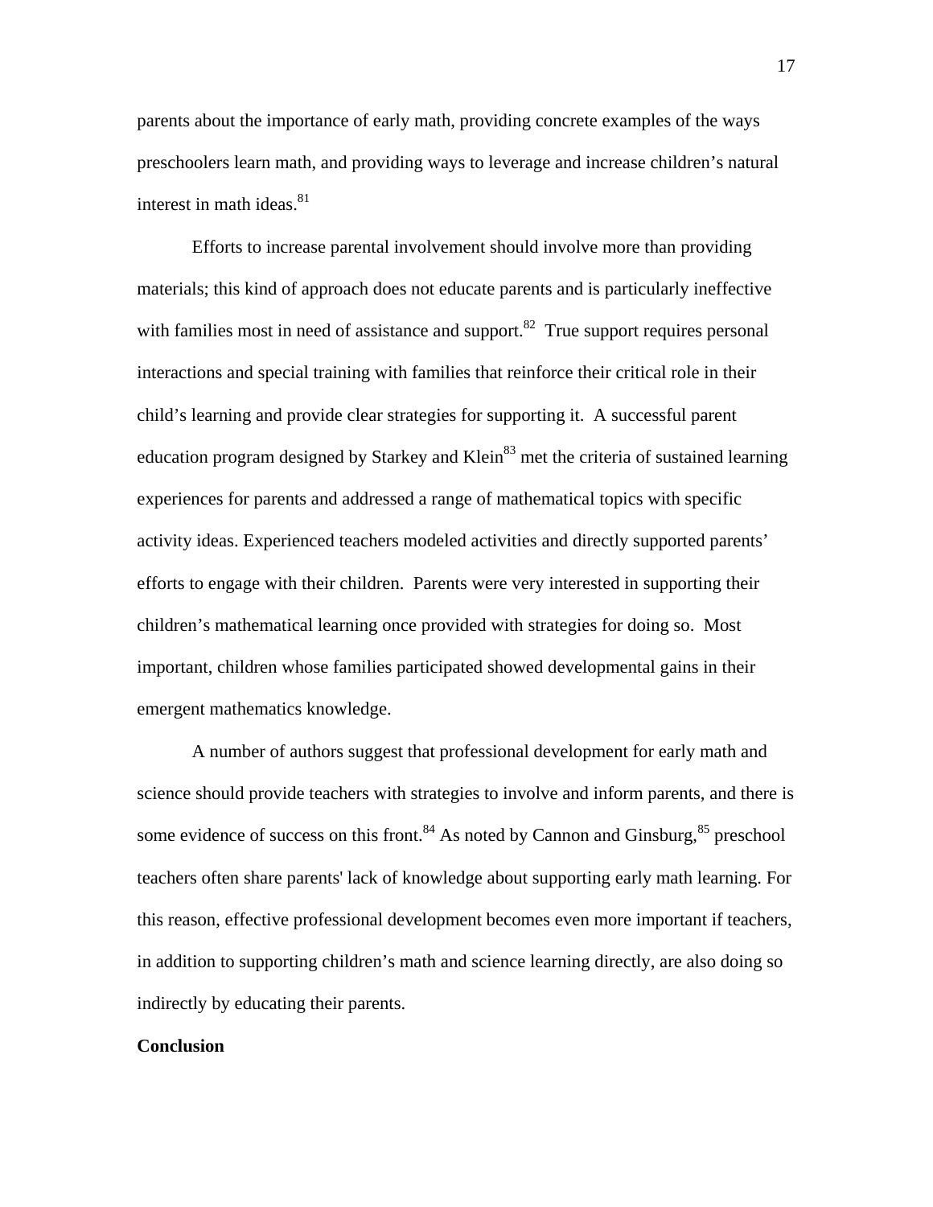parents about the importance of early math, providing concrete examples of the ways preschoolers learn math, and providing ways to leverage and increase children's natural interest in math ideas.[81]

Efforts to increase parental involvement should involve more than providing materials; this kind of approach does not educate parents and is particularly ineffective with families most in need of assistance and support.[82] True support requires personal interactions and special training with families that reinforce their critical role in their child's learning and provide clear strategies for supporting it. A successful parent education program designed by Starkey and Klein[83] met the criteria of sustained learning experiences for parents and addressed a range of mathematical topics with specific activity ideas. Experienced teachers modeled activities and directly supported parents' efforts to engage with their children. Parents were very interested in supporting their children's mathematical learning once provided with strategies for doing so. Most important, children whose families participated showed developmental gains in their emergent mathematics knowledge.

A number of authors suggest that professional development for early math and science should provide teachers with strategies to involve and inform parents, and there is some evidence of success on this front.[84] As noted by Cannon and Ginsburg,[85] preschool teachers often share parents' lack of knowledge about supporting early math learning. For this reason, effective professional development becomes even more important if teachers, in addition to supporting children's math and science learning directly, are also doing so indirectly by educating their parents.

**Conclusion**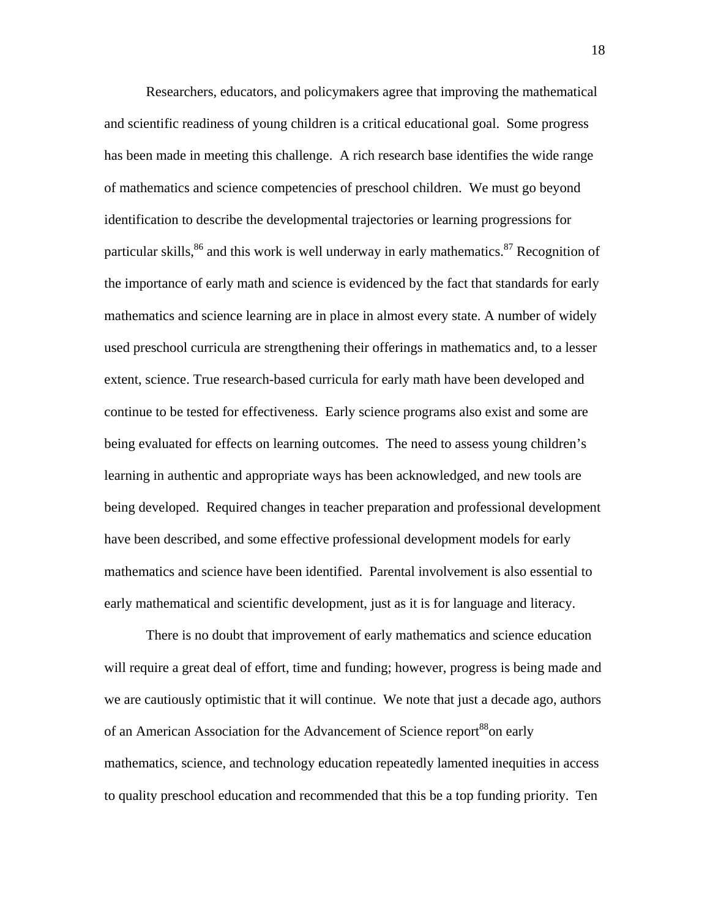Researchers, educators, and policymakers agree that improving the mathematical and scientific readiness of young children is a critical educational goal. Some progress has been made in meeting this challenge. A rich research base identifies the wide range of mathematics and science competencies of preschool children. We must go beyond identification to describe the developmental trajectories or learning progressions for particular skills,[86] and this work is well underway in early mathematics.[87] Recognition of the importance of early math and science is evidenced by the fact that standards for early mathematics and science learning are in place in almost every state. A number of widely used preschool curricula are strengthening their offerings in mathematics and, to a lesser extent, science. True research-based curricula for early math have been developed and continue to be tested for effectiveness. Early science programs also exist and some are being evaluated for effects on learning outcomes. The need to assess young children's learning in authentic and appropriate ways has been acknowledged, and new tools are being developed. Required changes in teacher preparation and professional development have been described, and some effective professional development models for early mathematics and science have been identified. Parental involvement is also essential to early mathematical and scientific development, just as it is for language and literacy.

There is no doubt that improvement of early mathematics and science education will require a great deal of effort, time and funding; however, progress is being made and we are cautiously optimistic that it will continue. We note that just a decade ago, authors of an American Association for the Advancement of Science report[88]on early mathematics, science, and technology education repeatedly lamented inequities in access to quality preschool education and recommended that this be a top funding priority. Ten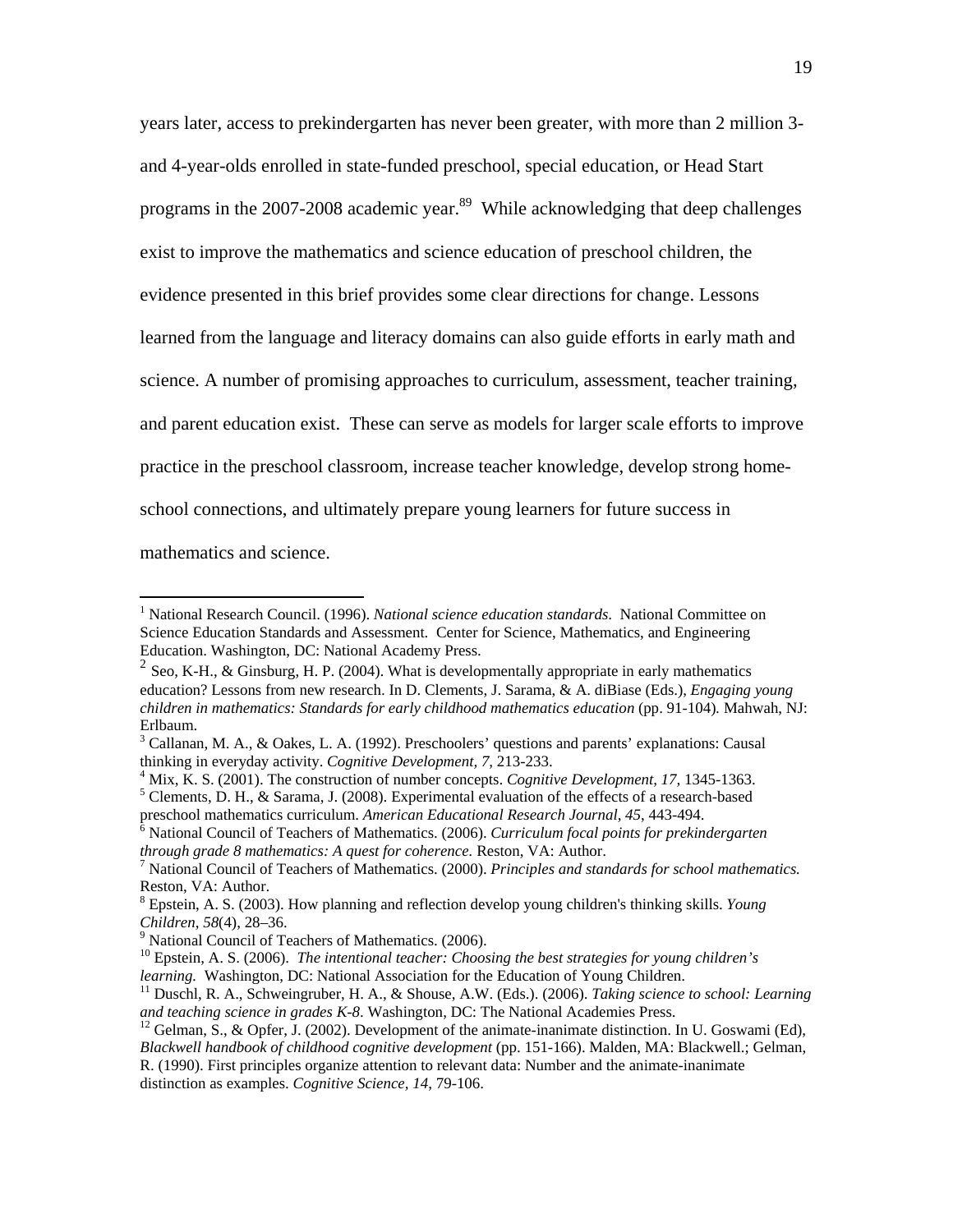years later, access to prekindergarten has never been greater, with more than 2 million 3- and 4-year-olds enrolled in state-funded preschool, special education, or Head Start programs in the 2007-2008 academic year.[89] While acknowledging that deep challenges exist to improve the mathematics and science education of preschool children, the evidence presented in this brief provides some clear directions for change. Lessons learned from the language and literacy domains can also guide efforts in early math and science. A number of promising approaches to curriculum, assessment, teacher training, and parent education exist. These can serve as models for larger scale efforts to improve practice in the preschool classroom, increase teacher knowledge, develop strong home-school connections, and ultimately prepare young learners for future success in mathematics and science.

---

[1] National Research Council. (1996). *National science education standards*. National Committee on Science Education Standards and Assessment. Center for Science, Mathematics, and Engineering Education. Washington, DC: National Academy Press.

[2] Seo, K-H., & Ginsburg, H. P. (2004). What is developmentally appropriate in early mathematics education? Lessons from new research. In D. Clements, J. Sarama, & A. diBiase (Eds.), *Engaging young children in mathematics: Standards for early childhood mathematics education* (pp. 91-104). Mahwah, NJ: Erlbaum.

[3] Callanan, M. A., & Oakes, L. A. (1992). Preschoolers' questions and parents' explanations: Causal thinking in everyday activity. *Cognitive Development, 7,* 213-233.

[4] Mix, K. S. (2001). The construction of number concepts. *Cognitive Development, 17,* 1345-1363.

[5] Clements, D. H., & Sarama, J. (2008). Experimental evaluation of the effects of a research-based preschool mathematics curriculum. *American Educational Research Journal, 45*, 443-494.

[6] National Council of Teachers of Mathematics. (2006). *Curriculum focal points for prekindergarten through grade 8 mathematics: A quest for coherence.* Reston, VA: Author.

[7] National Council of Teachers of Mathematics. (2000). *Principles and standards for school mathematics.* Reston, VA: Author.

[8] Epstein, A. S. (2003). How planning and reflection develop young children's thinking skills. *Young Children*, *58*(4), 28–36.

[9] National Council of Teachers of Mathematics. (2006).

[10] Epstein, A. S. (2006). *The intentional teacher: Choosing the best strategies for young children's learning.* Washington, DC: National Association for the Education of Young Children.

[11] Duschl, R. A., Schweingruber, H. A., & Shouse, A.W. (Eds.). (2006). *Taking science to school: Learning and teaching science in grades K-8.* Washington, DC: The National Academies Press.

[12] Gelman, S., & Opfer, J. (2002). Development of the animate-inanimate distinction. In U. Goswami (Ed), *Blackwell handbook of childhood cognitive development* (pp. 151-166). Malden, MA: Blackwell.; Gelman, R. (1990). First principles organize attention to relevant data: Number and the animate-inanimate distinction as examples. *Cognitive Science, 14*, 79-106.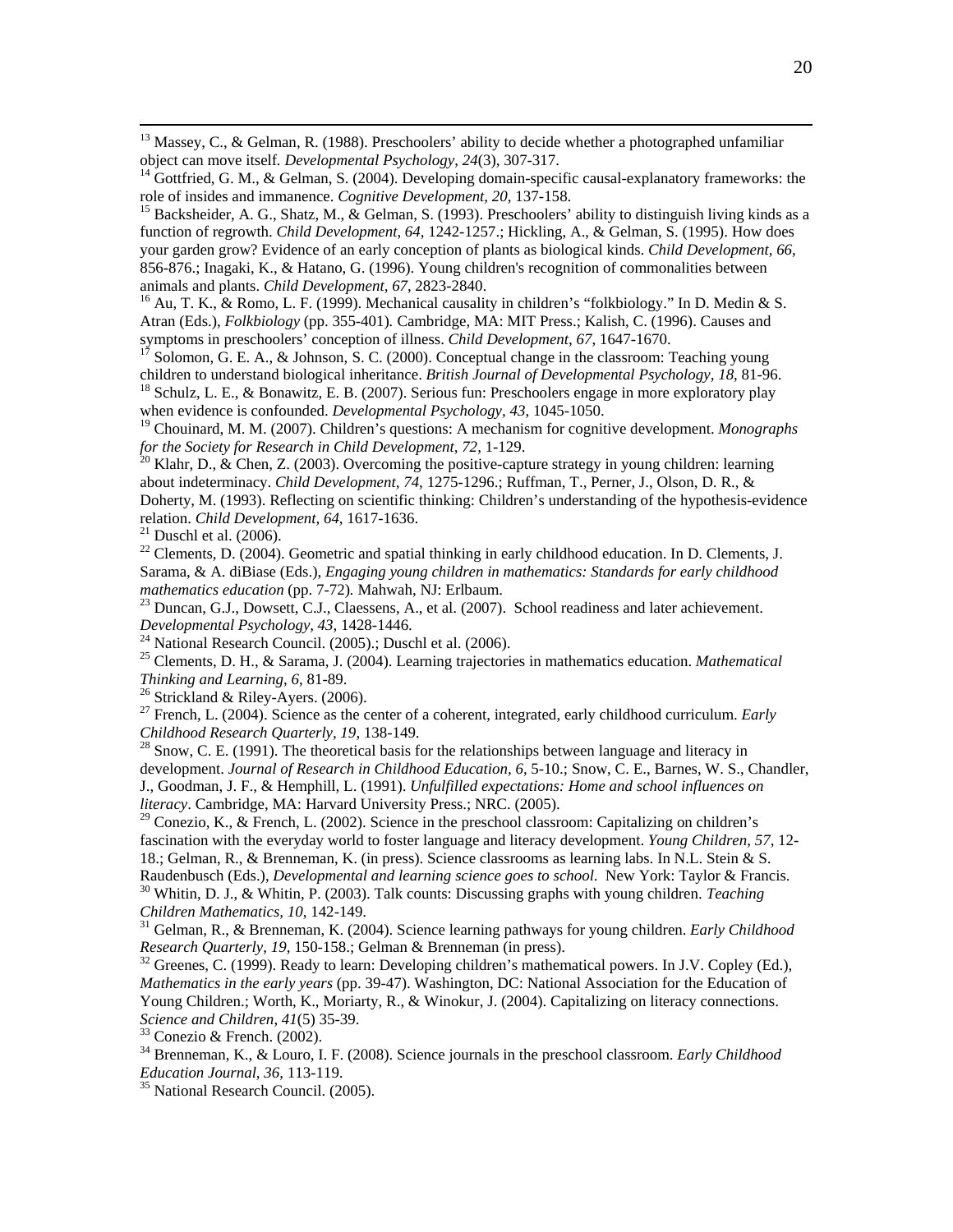[13] Massey, C., & Gelman, R. (1988). Preschoolers' ability to decide whether a photographed unfamiliar object can move itself. *Developmental Psychology*, *24*(3), 307-317.

[14] Gottfried, G. M., & Gelman, S. (2004). Developing domain-specific causal-explanatory frameworks: the role of insides and immanence. *Cognitive Development, 20,* 137-158.

[15] Backsheider, A. G., Shatz, M., & Gelman, S. (1993). Preschoolers' ability to distinguish living kinds as a function of regrowth. *Child Development*, *64*, 1242-1257.; Hickling, A., & Gelman, S. (1995). How does your garden grow? Evidence of an early conception of plants as biological kinds. *Child Development, 66*, 856-876.; Inagaki, K., & Hatano, G. (1996). Young children's recognition of commonalities between animals and plants. *Child Development, 67*, 2823-2840.

[16] Au, T. K., & Romo, L. F. (1999). Mechanical causality in children's "folkbiology." In D. Medin & S. Atran (Eds.), *Folkbiology* (pp. 355-401)*.* Cambridge, MA: MIT Press.; Kalish, C. (1996). Causes and symptoms in preschoolers' conception of illness. *Child Development, 67,* 1647-1670.

[17] Solomon, G. E. A., & Johnson, S. C. (2000). Conceptual change in the classroom: Teaching young children to understand biological inheritance. *British Journal of Developmental Psychology, 18*, 81-96.

[18] Schulz, L. E., & Bonawitz, E. B. (2007). Serious fun: Preschoolers engage in more exploratory play when evidence is confounded. *Developmental Psychology, 43*, 1045-1050.

[19] Chouinard, M. M. (2007). Children's questions: A mechanism for cognitive development. *Monographs for the Society for Research in Child Development, 72*, 1-129.

[20] Klahr, D., & Chen, Z. (2003). Overcoming the positive-capture strategy in young children: learning about indeterminacy. *Child Development, 74*, 1275-1296.; Ruffman, T., Perner, J., Olson, D. R., & Doherty, M. (1993). Reflecting on scientific thinking: Children's understanding of the hypothesis-evidence relation. *Child Development, 64*, 1617-1636.

[21] Duschl et al. (2006).

[22] Clements, D. (2004). Geometric and spatial thinking in early childhood education. In D. Clements, J. Sarama, & A. diBiase (Eds.), *Engaging young children in mathematics: Standards for early childhood mathematics education* (pp. 7-72)*.* Mahwah, NJ: Erlbaum.

[23] Duncan, G.J., Dowsett, C.J., Claessens, A., et al. (2007). School readiness and later achievement. *Developmental Psychology, 43*, 1428-1446.

[24] National Research Council. (2005).; Duschl et al. (2006).

[25] Clements, D. H., & Sarama, J. (2004). Learning trajectories in mathematics education. *Mathematical Thinking and Learning, 6*, 81-89.

[26] Strickland & Riley-Ayers. (2006).

[27] French, L. (2004). Science as the center of a coherent, integrated, early childhood curriculum. *Early Childhood Research Quarterly, 19,* 138-149.

[28] Snow, C. E. (1991). The theoretical basis for the relationships between language and literacy in development. *Journal of Research in Childhood Education, 6*, 5-10.; Snow, C. E., Barnes, W. S., Chandler, J., Goodman, J. F., & Hemphill, L. (1991). *Unfulfilled expectations: Home and school influences on literacy*. Cambridge, MA: Harvard University Press.; NRC. (2005).

[29] Conezio, K., & French, L. (2002). Science in the preschool classroom: Capitalizing on children's fascination with the everyday world to foster language and literacy development. *Young Children, 57*, 12-18.; Gelman, R., & Brenneman, K. (in press). Science classrooms as learning labs. In N.L. Stein & S. Raudenbusch (Eds.), *Developmental and learning science goes to school.* New York: Taylor & Francis.

[30] Whitin, D. J., & Whitin, P. (2003). Talk counts: Discussing graphs with young children. *Teaching Children Mathematics, 10*, 142-149.

[31] Gelman, R., & Brenneman, K. (2004). Science learning pathways for young children. *Early Childhood Research Quarterly, 19*, 150-158.; Gelman & Brenneman (in press).

[32] Greenes, C. (1999). Ready to learn: Developing children's mathematical powers. In J.V. Copley (Ed.), *Mathematics in the early years* (pp. 39-47). Washington, DC: National Association for the Education of Young Children.; Worth, K., Moriarty, R., & Winokur, J. (2004). Capitalizing on literacy connections. *Science and Children, 41*(5) 35-39.

[33] Conezio & French. (2002).

[34] Brenneman, K., & Louro, I. F. (2008). Science journals in the preschool classroom. *Early Childhood Education Journal, 36*, 113-119.

[35] National Research Council. (2005).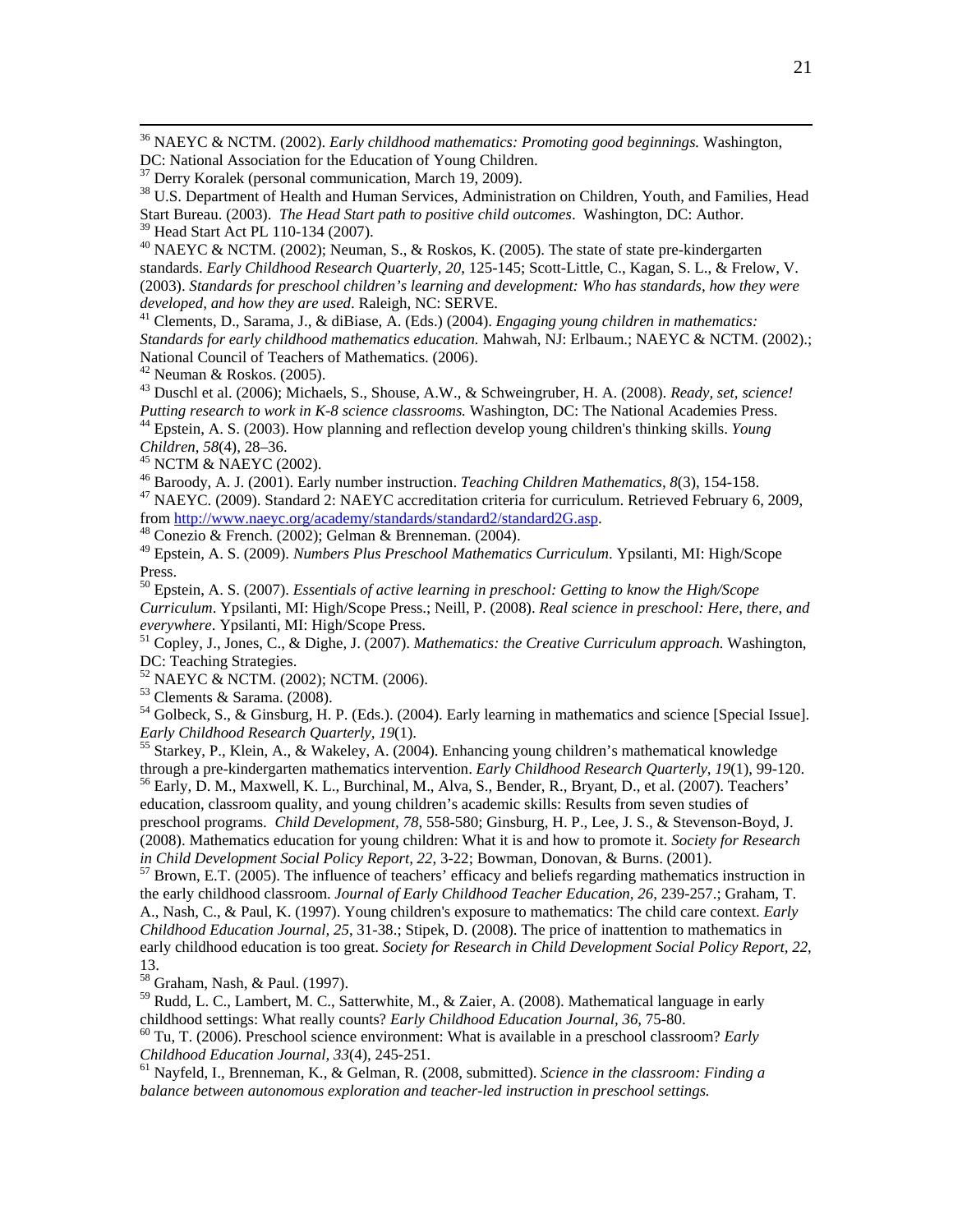[36] NAEYC & NCTM. (2002). *Early childhood mathematics: Promoting good beginnings.* Washington, DC: National Association for the Education of Young Children.

[37] Derry Koralek (personal communication, March 19, 2009).

[38] U.S. Department of Health and Human Services, Administration on Children, Youth, and Families, Head Start Bureau. (2003). *The Head Start path to positive child outcomes*. Washington, DC: Author.

[39] Head Start Act PL 110-134 (2007).

[40] NAEYC & NCTM. (2002); Neuman, S., & Roskos, K. (2005). The state of state pre-kindergarten standards. *Early Childhood Research Quarterly, 20*, 125-145; Scott-Little, C., Kagan, S. L., & Frelow, V. (2003). *Standards for preschool children's learning and development: Who has standards, how they were developed, and how they are used*. Raleigh, NC: SERVE.

[41] Clements, D., Sarama, J., & diBiase, A. (Eds.) (2004). *Engaging young children in mathematics: Standards for early childhood mathematics education.* Mahwah, NJ: Erlbaum.; NAEYC & NCTM. (2002).; National Council of Teachers of Mathematics. (2006).

[42] Neuman & Roskos. (2005).

[43] Duschl et al. (2006); Michaels, S., Shouse, A.W., & Schweingruber, H. A. (2008). *Ready, set, science! Putting research to work in K-8 science classrooms.* Washington, DC: The National Academies Press.

[44] Epstein, A. S. (2003). How planning and reflection develop young children's thinking skills. *Young Children, 58*(4), 28–36.

[45] NCTM & NAEYC (2002).

[46] Baroody, A. J. (2001). Early number instruction. *Teaching Children Mathematics, 8*(3), 154-158.

[47] NAEYC. (2009). Standard 2: NAEYC accreditation criteria for curriculum. Retrieved February 6, 2009, from http://www.naeyc.org/academy/standards/standard2/standard2G.asp.

[48] Conezio & French. (2002); Gelman & Brenneman. (2004).

[49] Epstein, A. S. (2009). *Numbers Plus Preschool Mathematics Curriculum*. Ypsilanti, MI: High/Scope Press.

[50] Epstein, A. S. (2007). *Essentials of active learning in preschool: Getting to know the High/Scope Curriculum*. Ypsilanti, MI: High/Scope Press.; Neill, P. (2008). *Real science in preschool: Here, there, and everywhere*. Ypsilanti, MI: High/Scope Press.

[51] Copley, J., Jones, C., & Dighe, J. (2007). *Mathematics: the Creative Curriculum approach.* Washington, DC: Teaching Strategies.

[52] NAEYC & NCTM. (2002); NCTM. (2006).

[53] Clements & Sarama. (2008).

[54] Golbeck, S., & Ginsburg, H. P. (Eds.). (2004). Early learning in mathematics and science [Special Issue]. *Early Childhood Research Quarterly, 19*(1).

[55] Starkey, P., Klein, A., & Wakeley, A. (2004). Enhancing young children's mathematical knowledge through a pre-kindergarten mathematics intervention. *Early Childhood Research Quarterly, 19*(1), 99-120.

[56] Early, D. M., Maxwell, K. L., Burchinal, M., Alva, S., Bender, R., Bryant, D., et al. (2007). Teachers' education, classroom quality, and young children's academic skills: Results from seven studies of preschool programs. *Child Development, 78*, 558-580; Ginsburg, H. P., Lee, J. S., & Stevenson-Boyd, J. (2008). Mathematics education for young children: What it is and how to promote it. *Society for Research in Child Development Social Policy Report, 22*, 3-22; Bowman, Donovan, & Burns. (2001).

[57] Brown, E.T. (2005). The influence of teachers' efficacy and beliefs regarding mathematics instruction in the early childhood classroom. *Journal of Early Childhood Teacher Education, 26*, 239-257.; Graham, T. A., Nash, C., & Paul, K. (1997). Young children's exposure to mathematics: The child care context. *Early Childhood Education Journal, 25*, 31-38.; Stipek, D. (2008). The price of inattention to mathematics in early childhood education is too great. *Society for Research in Child Development Social Policy Report, 22*, 13.

[58] Graham, Nash, & Paul. (1997).

[59] Rudd, L. C., Lambert, M. C., Satterwhite, M., & Zaier, A. (2008). Mathematical language in early childhood settings: What really counts? *Early Childhood Education Journal, 36*, 75-80.

[60] Tu, T. (2006). Preschool science environment: What is available in a preschool classroom? *Early Childhood Education Journal, 33*(4), 245-251.

[61] Nayfeld, I., Brenneman, K., & Gelman, R. (2008, submitted). *Science in the classroom: Finding a balance between autonomous exploration and teacher-led instruction in preschool settings.*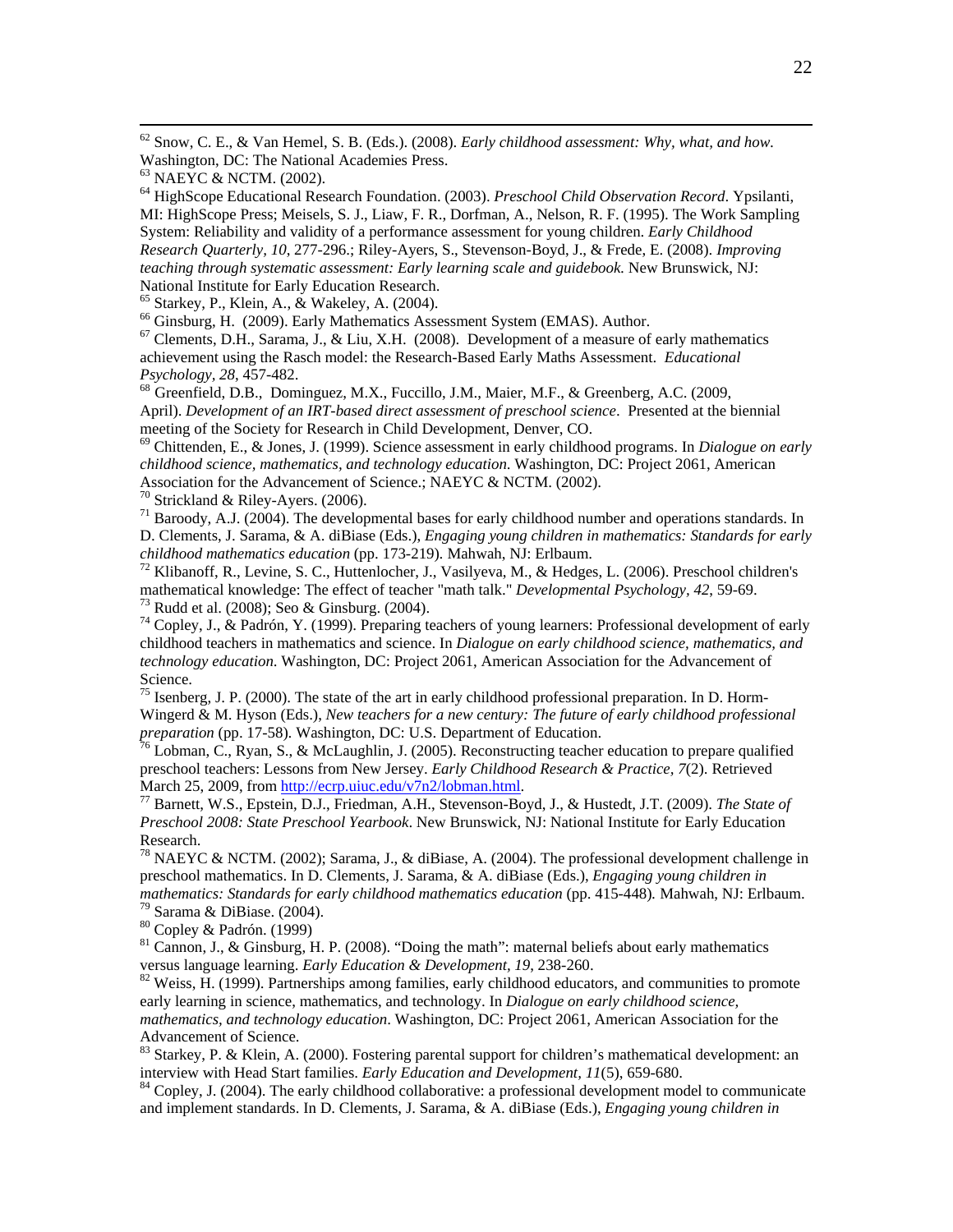[62] Snow, C. E., & Van Hemel, S. B. (Eds.). (2008). *Early childhood assessment: Why, what, and how*. Washington, DC: The National Academies Press.

[63] NAEYC & NCTM. (2002).

[64] HighScope Educational Research Foundation. (2003). *Preschool Child Observation Record*. Ypsilanti, MI: HighScope Press; Meisels, S. J., Liaw, F. R., Dorfman, A., Nelson, R. F. (1995). The Work Sampling System: Reliability and validity of a performance assessment for young children. *Early Childhood Research Quarterly, 10*, 277-296.; Riley-Ayers, S., Stevenson-Boyd, J., & Frede, E. (2008). *Improving teaching through systematic assessment: Early learning scale and guidebook.* New Brunswick, NJ: National Institute for Early Education Research.

[65] Starkey, P., Klein, A., & Wakeley, A. (2004).

[66] Ginsburg, H. (2009). Early Mathematics Assessment System (EMAS). Author.

[67] Clements, D.H., Sarama, J., & Liu, X.H. (2008). Development of a measure of early mathematics achievement using the Rasch model: the Research-Based Early Maths Assessment. *Educational Psychology, 28*, 457-482.

[68] Greenfield, D.B., Dominguez, M.X., Fuccillo, J.M., Maier, M.F., & Greenberg, A.C. (2009, April). *Development of an IRT-based direct assessment of preschool science*. Presented at the biennial meeting of the Society for Research in Child Development, Denver, CO.

[69] Chittenden, E., & Jones, J. (1999). Science assessment in early childhood programs. In *Dialogue on early childhood science, mathematics, and technology education.* Washington, DC: Project 2061, American Association for the Advancement of Science.; NAEYC & NCTM. (2002).

[70] Strickland & Riley-Ayers. (2006).

[71] Baroody, A.J. (2004). The developmental bases for early childhood number and operations standards. In D. Clements, J. Sarama, & A. diBiase (Eds.), *Engaging young children in mathematics: Standards for early childhood mathematics education* (pp. 173-219)*.* Mahwah, NJ: Erlbaum.

[72] Klibanoff, R., Levine, S. C., Huttenlocher, J., Vasilyeva, M., & Hedges, L. (2006). Preschool children's mathematical knowledge: The effect of teacher "math talk." *Developmental Psychology*, *42*, 59-69.

[73] Rudd et al. (2008); Seo & Ginsburg. (2004).

[74] Copley, J., & Padrón, Y. (1999). Preparing teachers of young learners: Professional development of early childhood teachers in mathematics and science. In *Dialogue on early childhood science, mathematics, and technology education.* Washington, DC: Project 2061, American Association for the Advancement of Science.

[75] Isenberg, J. P. (2000). The state of the art in early childhood professional preparation. In D. Horm-Wingerd & M. Hyson (Eds.), *New teachers for a new century: The future of early childhood professional preparation* (pp. 17-58). Washington, DC: U.S. Department of Education.

[76] Lobman, C., Ryan, S., & McLaughlin, J. (2005). Reconstructing teacher education to prepare qualified preschool teachers: Lessons from New Jersey. *Early Childhood Research & Practice, 7*(2). Retrieved March 25, 2009, from http://ecrp.uiuc.edu/v7n2/lobman.html.

[77] Barnett, W.S., Epstein, D.J., Friedman, A.H., Stevenson-Boyd, J., & Hustedt, J.T. (2009). *The State of Preschool 2008: State Preschool Yearbook*. New Brunswick, NJ: National Institute for Early Education Research.

[78] NAEYC & NCTM. (2002); Sarama, J., & diBiase, A. (2004). The professional development challenge in preschool mathematics. In D. Clements, J. Sarama, & A. diBiase (Eds.), *Engaging young children in mathematics: Standards for early childhood mathematics education* (pp. 415-448)*.* Mahwah, NJ: Erlbaum.

[79] Sarama & DiBiase. (2004).

[80] Copley & Padrón. (1999)

[81] Cannon, J., & Ginsburg, H. P. (2008). "Doing the math": maternal beliefs about early mathematics versus language learning. *Early Education & Development, 19*, 238-260.

[82] Weiss, H. (1999). Partnerships among families, early childhood educators, and communities to promote early learning in science, mathematics, and technology. In *Dialogue on early childhood science, mathematics, and technology education*. Washington, DC: Project 2061, American Association for the Advancement of Science.

[83] Starkey, P. & Klein, A. (2000). Fostering parental support for children's mathematical development: an interview with Head Start families. *Early Education and Development, 11*(5), 659-680.

[84] Copley, J. (2004). The early childhood collaborative: a professional development model to communicate and implement standards. In D. Clements, J. Sarama, & A. diBiase (Eds.), *Engaging young children in*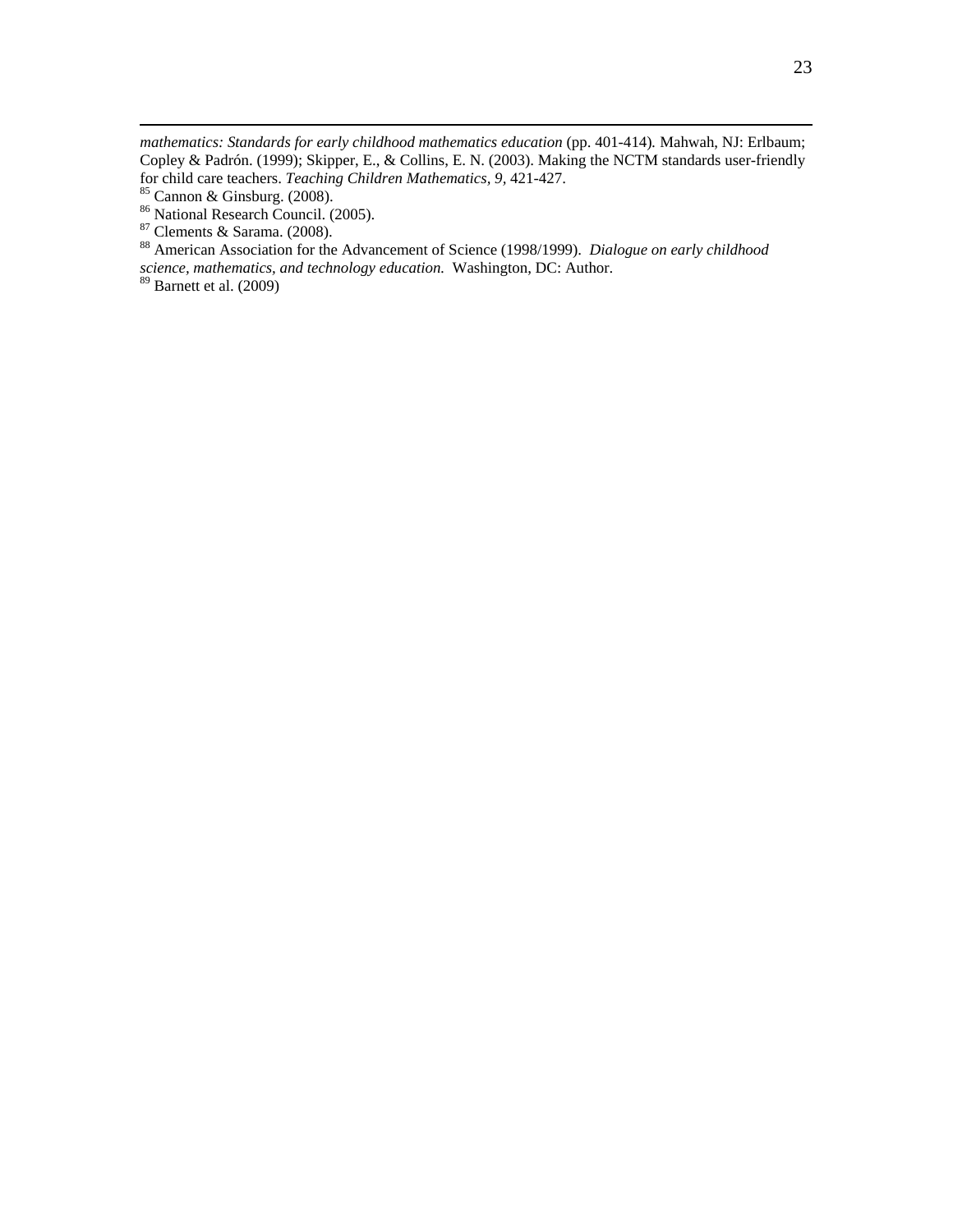*mathematics: Standards for early childhood mathematics education* (pp. 401-414). Mahwah, NJ: Erlbaum; Copley & Padrón. (1999); Skipper, E., & Collins, E. N. (2003). Making the NCTM standards user-friendly for child care teachers. *Teaching Children Mathematics, 9*, 421-427.

[85] Cannon & Ginsburg. (2008).

[86] National Research Council. (2005).

[87] Clements & Sarama. (2008).

[88] American Association for the Advancement of Science (1998/1999). *Dialogue on early childhood science, mathematics, and technology education.* Washington, DC: Author.

[89] Barnett et al. (2009)